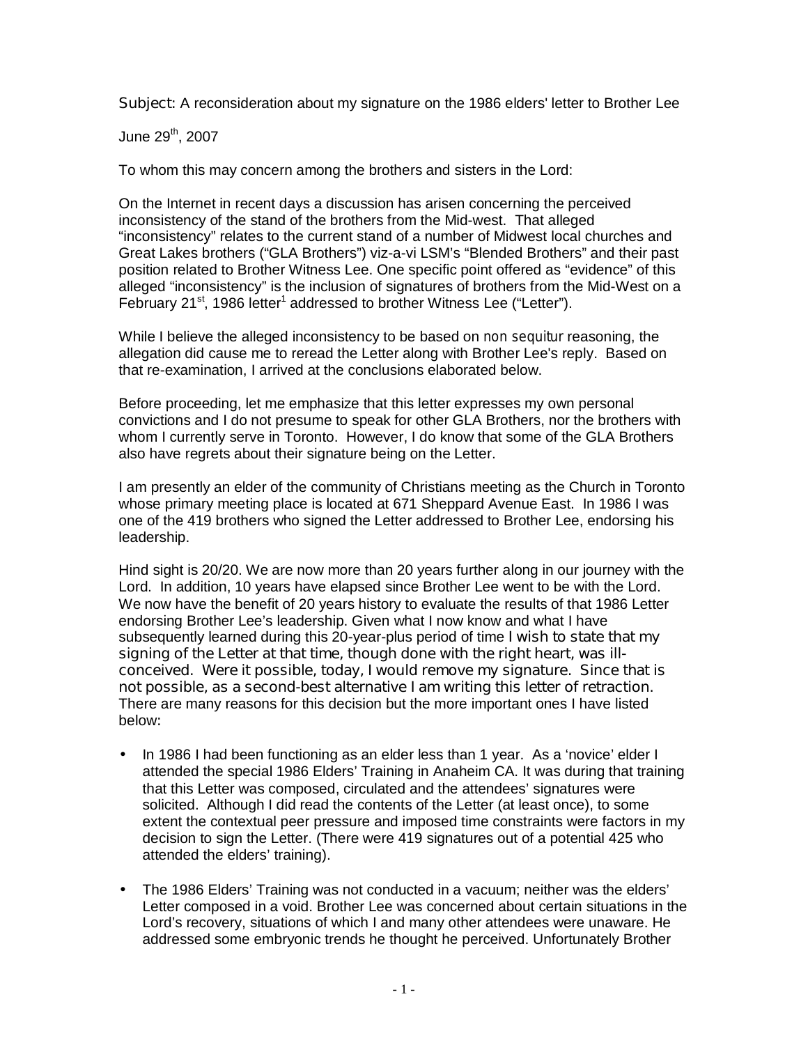Subject: A reconsideration about my signature on the 1986 elders' letter to Brother Lee

June 29th, 2007

To whom this may concern among the brothers and sisters in the Lord:

On the Internet in recent days a discussion has arisen concerning the perceived inconsistency of the stand of the brothers from the Mid-west. That alleged "inconsistency" relates to the current stand of a number of Midwest local churches and Great Lakes brothers ("GLA Brothers") viz-a-vi LSM's "Blended Brothers" and their past position related to Brother Witness Lee. One specific point offered as "evidence" of this alleged "inconsistency" is the inclusion of signatures of brothers from the Mid-West on a February 21st, 1986 letter[1] addressed to brother Witness Lee ("Letter").

While I believe the alleged inconsistency to be based on *non sequitur* reasoning, the allegation did cause me to reread the Letter along with Brother Lee's reply. Based on that re-examination, I arrived at the conclusions elaborated below.

Before proceeding, let me emphasize that this letter expresses my own personal convictions and I do not presume to speak for other GLA Brothers, nor the brothers with whom I currently serve in Toronto. However, I do know that some of the GLA Brothers also have regrets about their signature being on the Letter.

I am presently an elder of the community of Christians meeting as the Church in Toronto whose primary meeting place is located at 671 Sheppard Avenue East. In 1986 I was one of the 419 brothers who signed the Letter addressed to Brother Lee, endorsing his leadership.

Hind sight is 20/20. We are now more than 20 years further along in our journey with the Lord. In addition, 10 years have elapsed since Brother Lee went to be with the Lord. We now have the benefit of 20 years history to evaluate the results of that 1986 Letter endorsing Brother Lee's leadership. Given what I now know and what I have subsequently learned during this 20-year-plus period of time **I wish to state that my signing of the Letter at that time, though done with the right heart, was ill-conceived. Were it possible, today, I would remove my signature. Since that is not possible, as a second-best alternative I am writing this letter of retraction.** There are many reasons for this decision but the more important ones I have listed below:

- In 1986 I had been functioning as an elder less than 1 year. As a 'novice' elder I attended the special 1986 Elders' Training in Anaheim CA. It was during that training that this Letter was composed, circulated and the attendees' signatures were solicited. Although I did read the contents of the Letter (at least once), to some extent the contextual peer pressure and imposed time constraints were factors in my decision to sign the Letter. (There were 419 signatures out of a potential 425 who attended the elders' training).

- The 1986 Elders' Training was not conducted in a vacuum; neither was the elders' Letter composed in a void. Brother Lee was concerned about certain situations in the Lord's recovery, situations of which I and many other attendees were unaware. He addressed some embryonic trends he thought he perceived. Unfortunately Brother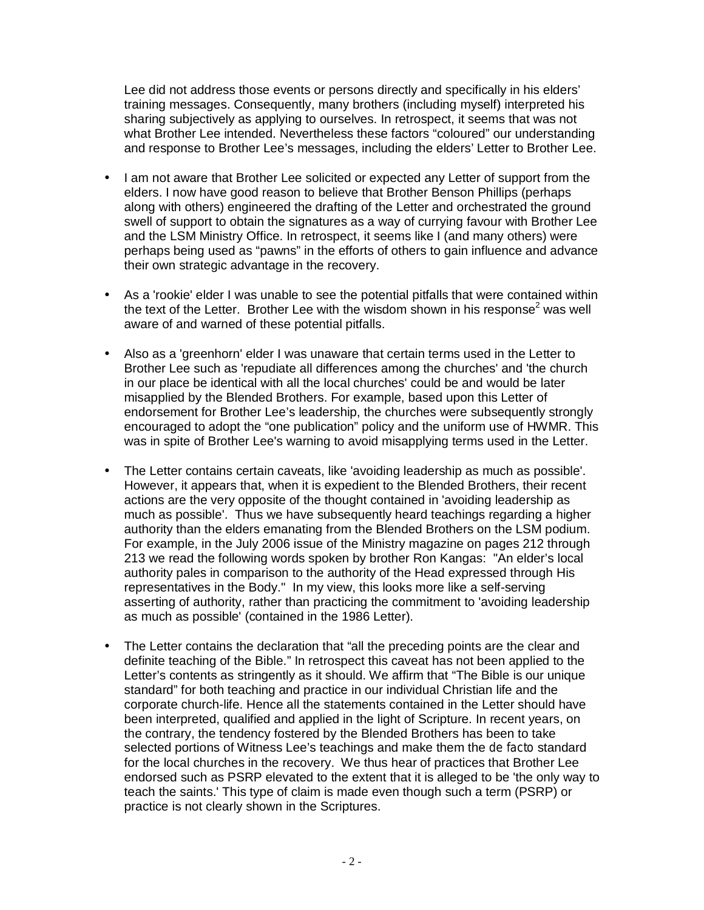Lee did not address those events or persons directly and specifically in his elders' training messages. Consequently, many brothers (including myself) interpreted his sharing subjectively as applying to ourselves. In retrospect, it seems that was not what Brother Lee intended. Nevertheless these factors "coloured" our understanding and response to Brother Lee's messages, including the elders' Letter to Brother Lee.

- I am not aware that Brother Lee solicited or expected any Letter of support from the elders. I now have good reason to believe that Brother Benson Phillips (perhaps along with others) engineered the drafting of the Letter and orchestrated the ground swell of support to obtain the signatures as a way of currying favour with Brother Lee and the LSM Ministry Office. In retrospect, it seems like I (and many others) were perhaps being used as "pawns" in the efforts of others to gain influence and advance their own strategic advantage in the recovery.

- As a 'rookie' elder I was unable to see the potential pitfalls that were contained within the text of the Letter. Brother Lee with the wisdom shown in his response[2] was well aware of and warned of these potential pitfalls.

- Also as a 'greenhorn' elder I was unaware that certain terms used in the Letter to Brother Lee such as 'repudiate all differences among the churches' and 'the church in our place be identical with all the local churches' could be and would be later misapplied by the Blended Brothers. For example, based upon this Letter of endorsement for Brother Lee's leadership, the churches were subsequently strongly encouraged to adopt the "one publication" policy and the uniform use of HWMR. This was in spite of Brother Lee's warning to avoid misapplying terms used in the Letter.

- The Letter contains certain caveats, like 'avoiding leadership as much as possible'. However, it appears that, when it is expedient to the Blended Brothers, their recent actions are the very opposite of the thought contained in 'avoiding leadership as much as possible'. Thus we have subsequently heard teachings regarding a higher authority than the elders emanating from the Blended Brothers on the LSM podium. For example, in the July 2006 issue of the Ministry magazine on pages 212 through 213 we read the following words spoken by brother Ron Kangas: "An elder's local authority pales in comparison to the authority of the Head expressed through His representatives in the Body." In my view, this looks more like a self-serving asserting of authority, rather than practicing the commitment to 'avoiding leadership as much as possible' (contained in the 1986 Letter).

- The Letter contains the declaration that "all the preceding points are the clear and definite teaching of the Bible." In retrospect this caveat has not been applied to the Letter's contents as stringently as it should. We affirm that "The Bible is our unique standard" for both teaching and practice in our individual Christian life and the corporate church-life. Hence all the statements contained in the Letter should have been interpreted, qualified and applied in the light of Scripture. In recent years, on the contrary, the tendency fostered by the Blended Brothers has been to take selected portions of Witness Lee's teachings and make them the *de facto* standard for the local churches in the recovery. We thus hear of practices that Brother Lee endorsed such as PSRP elevated to the extent that it is alleged to be 'the only way to teach the saints.' This type of claim is made even though such a term (PSRP) or practice is not clearly shown in the Scriptures.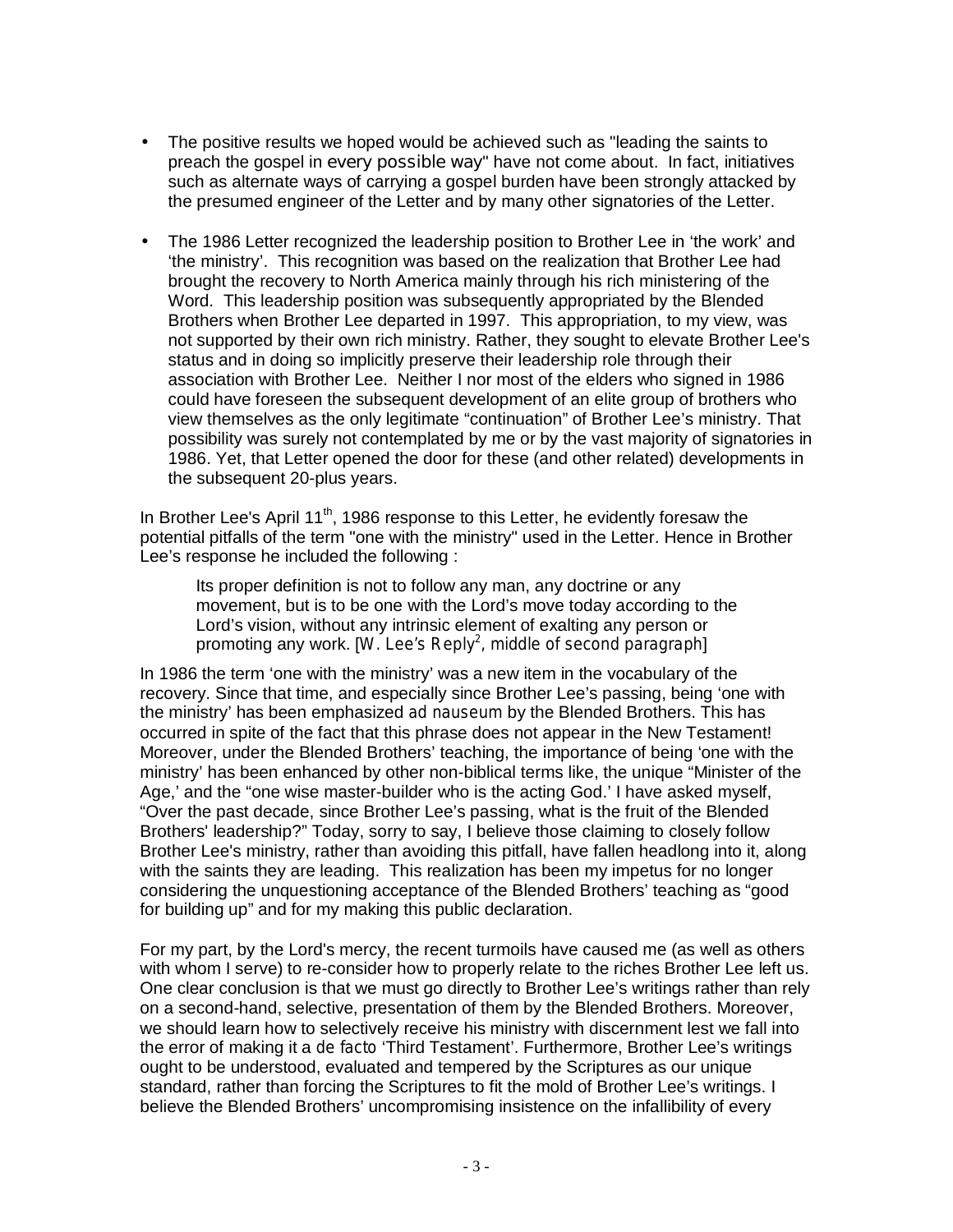- The positive results we hoped would be achieved such as "leading the saints to preach the gospel in every possible way" have not come about. In fact, initiatives such as alternate ways of carrying a gospel burden have been strongly attacked by the presumed engineer of the Letter and by many other signatories of the Letter.

- The 1986 Letter recognized the leadership position to Brother Lee in 'the work' and 'the ministry'. This recognition was based on the realization that Brother Lee had brought the recovery to North America mainly through his rich ministering of the Word. This leadership position was subsequently appropriated by the Blended Brothers when Brother Lee departed in 1997. This appropriation, to my view, was not supported by their own rich ministry. Rather, they sought to elevate Brother Lee's status and in doing so implicitly preserve their leadership role through their association with Brother Lee. Neither I nor most of the elders who signed in 1986 could have foreseen the subsequent development of an elite group of brothers who view themselves as the only legitimate "continuation" of Brother Lee's ministry. That possibility was surely not contemplated by me or by the vast majority of signatories in 1986. Yet, that Letter opened the door for these (and other related) developments in the subsequent 20-plus years.

In Brother Lee's April 11th, 1986 response to this Letter, he evidently foresaw the potential pitfalls of the term "one with the ministry" used in the Letter. Hence in Brother Lee's response he included the following :

> Its proper definition is not to follow any man, any doctrine or any movement, but is to be one with the Lord's move today according to the Lord's vision, without any intrinsic element of exalting any person or promoting any work. [*W. Lee's Reply*[2], *middle of second paragraph*]

In 1986 the term 'one with the ministry' was a new item in the vocabulary of the recovery. Since that time, and especially since Brother Lee's passing, being 'one with the ministry' has been emphasized *ad nauseum* by the Blended Brothers. This has occurred in spite of the fact that this phrase does not appear in the New Testament! Moreover, under the Blended Brothers' teaching, the importance of being 'one with the ministry' has been enhanced by other non-biblical terms like, the unique "Minister of the Age,' and the "one wise master-builder who is the acting God.' I have asked myself, "Over the past decade, since Brother Lee's passing, what is the fruit of the Blended Brothers' leadership?" Today, sorry to say, I believe those claiming to closely follow Brother Lee's ministry, rather than avoiding this pitfall, have fallen headlong into it, along with the saints they are leading. This realization has been my impetus for no longer considering the unquestioning acceptance of the Blended Brothers' teaching as "good for building up" and for my making this public declaration.

For my part, by the Lord's mercy, the recent turmoils have caused me (as well as others with whom I serve) to re-consider how to properly relate to the riches Brother Lee left us. One clear conclusion is that we must go directly to Brother Lee's writings rather than rely on a second-hand, selective, presentation of them by the Blended Brothers. Moreover, we should learn how to selectively receive his ministry with discernment lest we fall into the error of making it a *de facto* 'Third Testament'. Furthermore, Brother Lee's writings ought to be understood, evaluated and tempered by the Scriptures as our unique standard, rather than forcing the Scriptures to fit the mold of Brother Lee's writings. I believe the Blended Brothers' uncompromising insistence on the infallibility of every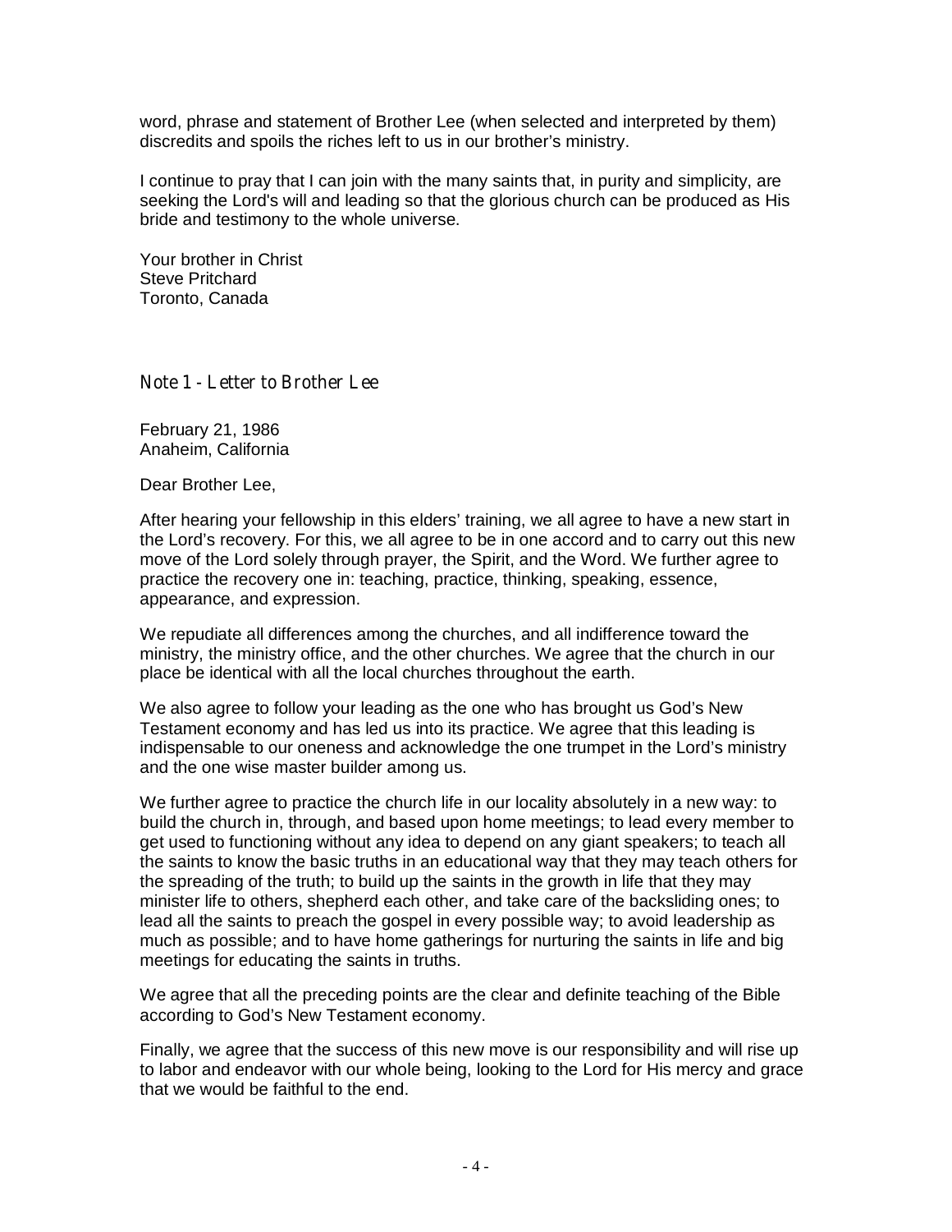word, phrase and statement of Brother Lee (when selected and interpreted by them) discredits and spoils the riches left to us in our brother's ministry.

I continue to pray that I can join with the many saints that, in purity and simplicity, are seeking the Lord's will and leading so that the glorious church can be produced as His bride and testimony to the whole universe.

Your brother in Christ
Steve Pritchard
Toronto, Canada

## Note 1 - Letter to Brother Lee

February 21, 1986
Anaheim, California

Dear Brother Lee,

After hearing your fellowship in this elders' training, we all agree to have a new start in the Lord's recovery. For this, we all agree to be in one accord and to carry out this new move of the Lord solely through prayer, the Spirit, and the Word. We further agree to practice the recovery one in: teaching, practice, thinking, speaking, essence, appearance, and expression.

We repudiate all differences among the churches, and all indifference toward the ministry, the ministry office, and the other churches. We agree that the church in our place be identical with all the local churches throughout the earth.

We also agree to follow your leading as the one who has brought us God's New Testament economy and has led us into its practice. We agree that this leading is indispensable to our oneness and acknowledge the one trumpet in the Lord's ministry and the one wise master builder among us.

We further agree to practice the church life in our locality absolutely in a new way: to build the church in, through, and based upon home meetings; to lead every member to get used to functioning without any idea to depend on any giant speakers; to teach all the saints to know the basic truths in an educational way that they may teach others for the spreading of the truth; to build up the saints in the growth in life that they may minister life to others, shepherd each other, and take care of the backsliding ones; to lead all the saints to preach the gospel in every possible way; to avoid leadership as much as possible; and to have home gatherings for nurturing the saints in life and big meetings for educating the saints in truths.

We agree that all the preceding points are the clear and definite teaching of the Bible according to God's New Testament economy.

Finally, we agree that the success of this new move is our responsibility and will rise up to labor and endeavor with our whole being, looking to the Lord for His mercy and grace that we would be faithful to the end.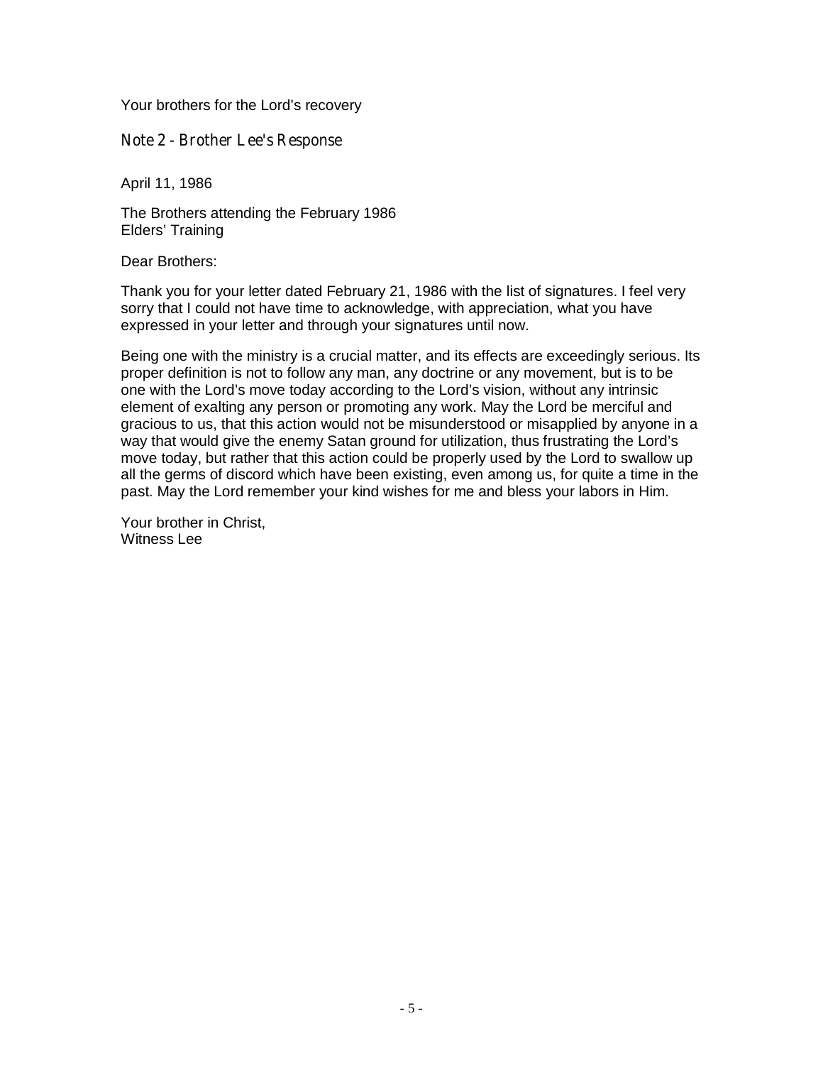Your brothers for the Lord's recovery

## Note 2 - Brother Lee's Response

April 11, 1986

The Brothers attending the February 1986
Elders' Training

Dear Brothers:

Thank you for your letter dated February 21, 1986 with the list of signatures. I feel very sorry that I could not have time to acknowledge, with appreciation, what you have expressed in your letter and through your signatures until now.

Being one with the ministry is a crucial matter, and its effects are exceedingly serious. Its proper definition is not to follow any man, any doctrine or any movement, but is to be one with the Lord's move today according to the Lord's vision, without any intrinsic element of exalting any person or promoting any work. May the Lord be merciful and gracious to us, that this action would not be misunderstood or misapplied by anyone in a way that would give the enemy Satan ground for utilization, thus frustrating the Lord's move today, but rather that this action could be properly used by the Lord to swallow up all the germs of discord which have been existing, even among us, for quite a time in the past. May the Lord remember your kind wishes for me and bless your labors in Him.

Your brother in Christ,
Witness Lee